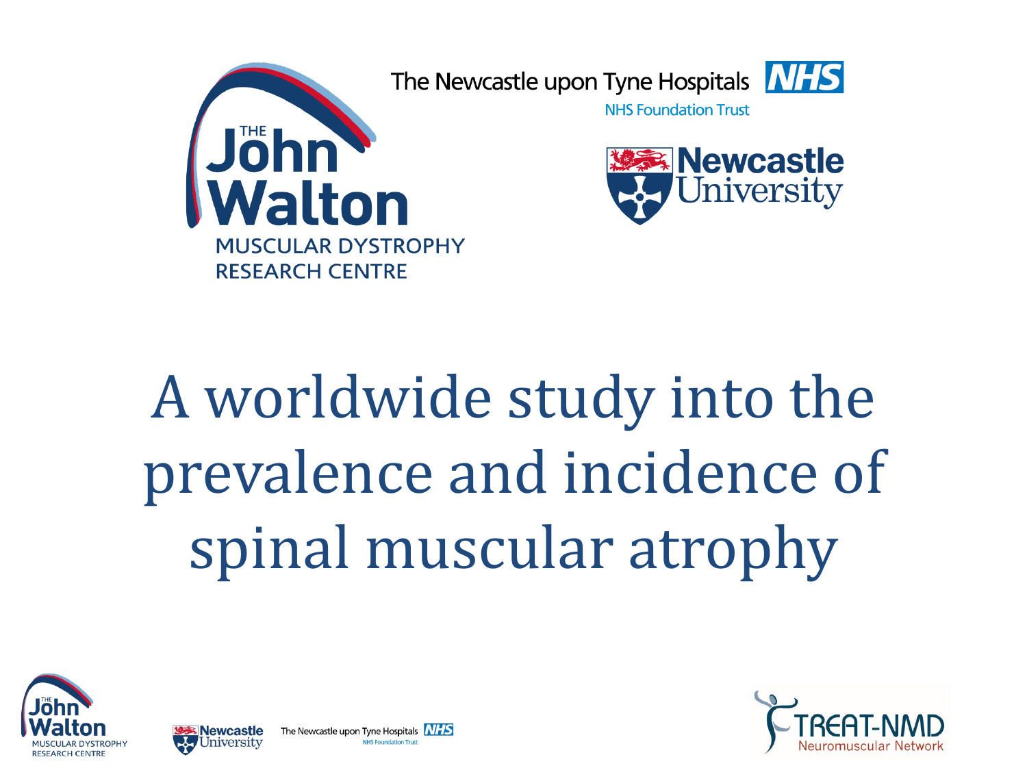THE John Walton MUSCULAR DYSTROPHY RESEARCH CENTRE

The Newcastle upon Tyne Hospitals NHS

NHS Foundation Trust

Newcastle University

# A worldwide study into the prevalence and incidence of spinal muscular atrophy

THE John Walton MUSCULAR DYSTROPHY RESEARCH CENTRE

Newcastle University

The Newcastle upon Tyne Hospitals NHS

NHS Foundation Trust

TREAT-NMD Neuromuscular Network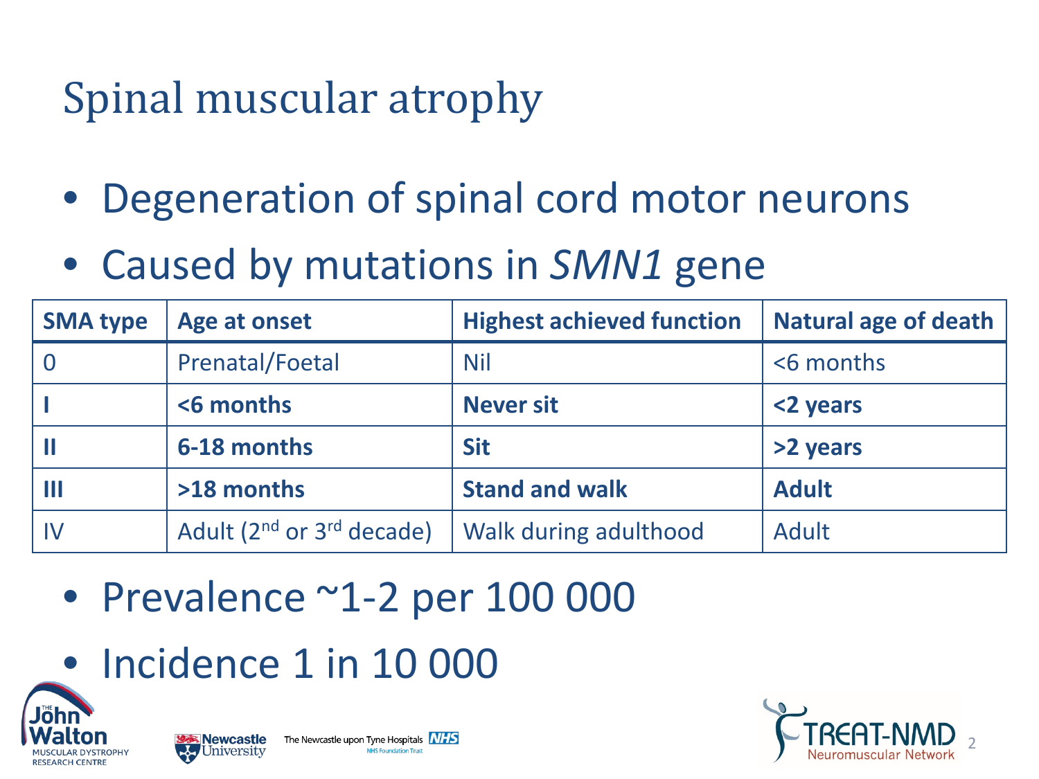# Spinal muscular atrophy

- Degeneration of spinal cord motor neurons
- Caused by mutations in *SMN1* gene

| SMA type | Age at onset | Highest achieved function | Natural age of death |
|---|---|---|---|
| 0 | Prenatal/Foetal | Nil | <6 months |
| **I** | **<6 months** | **Never sit** | **<2 years** |
| **II** | **6-18 months** | **Sit** | **>2 years** |
| **III** | **>18 months** | **Stand and walk** | **Adult** |
| IV | Adult (2nd or 3rd decade) | Walk during adulthood | Adult |

- Prevalence ~1-2 per 100 000
- Incidence 1 in 10 000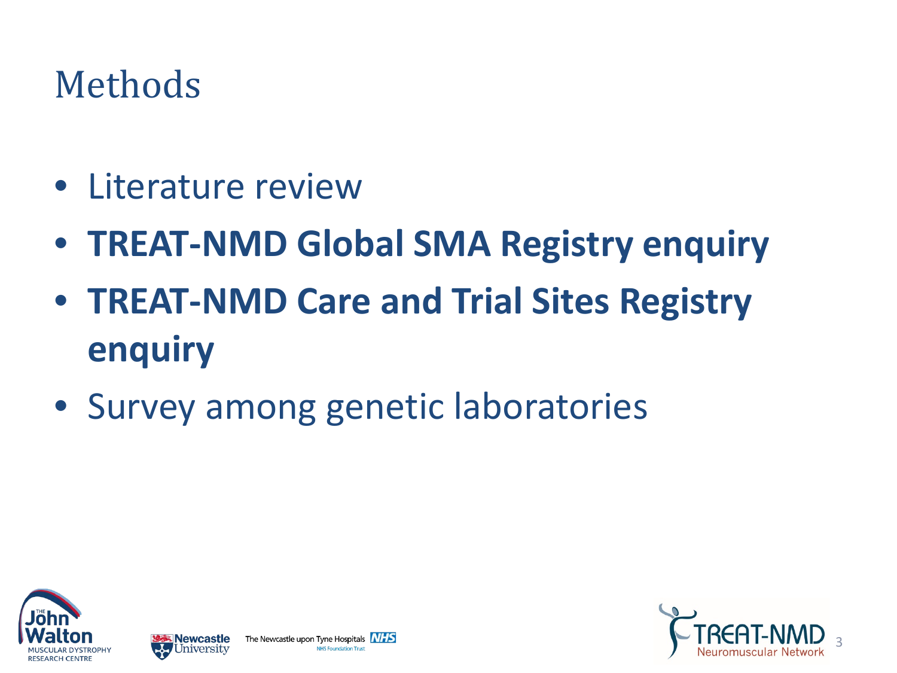# Methods

- Literature review
- **TREAT-NMD Global SMA Registry enquiry**
- **TREAT-NMD Care and Trial Sites Registry enquiry**
- Survey among genetic laboratories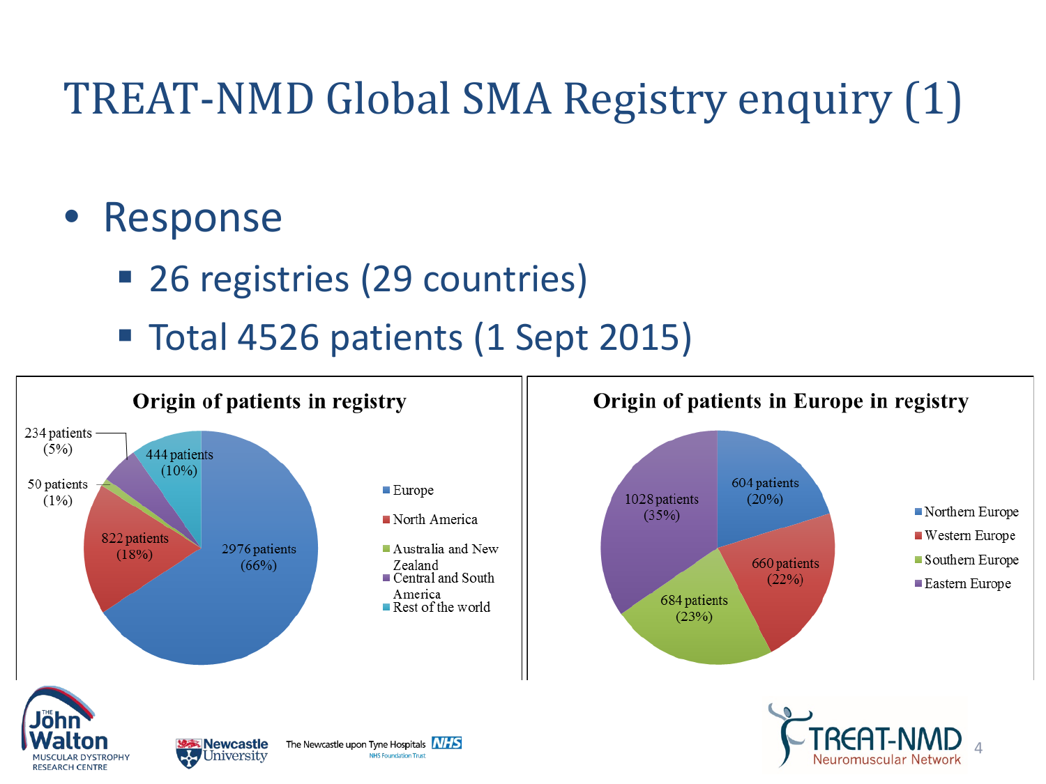# TREAT-NMD Global SMA Registry enquiry (1)

- Response
  - 26 registries (29 countries)
  - Total 4526 patients (1 Sept 2015)

**Origin of patients in registry**

| Region | Patients |
| --- | --- |
| Europe | 2976 patients (66%) |
| North America | 822 patients (18%) |
| Australia and New Zealand | 50 patients (1%) |
| Central and South America | 234 patients (5%) |
| Rest of the world | 444 patients (10%) |

**Origin of patients in Europe in registry**

| Region | Patients |
| --- | --- |
| Northern Europe | 604 patients (20%) |
| Western Europe | 660 patients (22%) |
| Southern Europe | 684 patients (23%) |
| Eastern Europe | 1028 patients (35%) |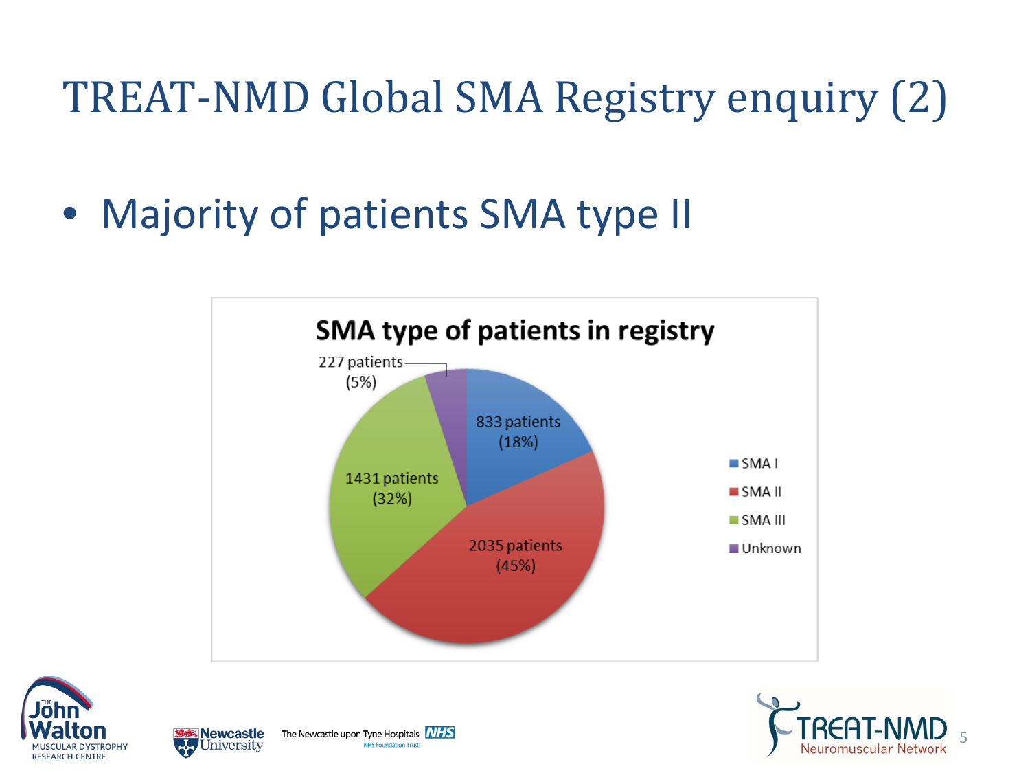# TREAT-NMD Global SMA Registry enquiry (2)

- Majority of patients SMA type II

**SMA type of patients in registry**

| SMA type | Patients | Percentage |
|---|---|---|
| SMA I | 833 patients | (18%) |
| SMA II | 2035 patients | (45%) |
| SMA III | 1431 patients | (32%) |
| Unknown | 227 patients | (5%) |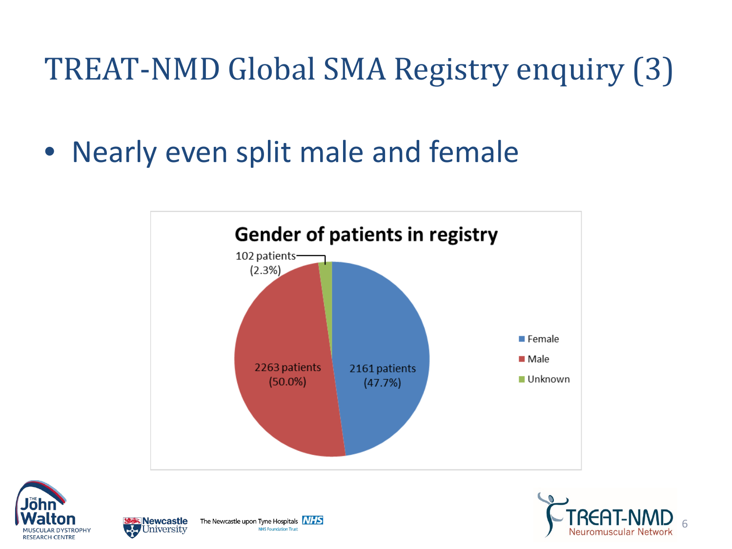# TREAT-NMD Global SMA Registry enquiry (3)

- Nearly even split male and female

**Gender of patients in registry**

| Gender | Patients | Percentage |
|---|---|---|
| Female | 2161 patients | 47.7% |
| Male | 2263 patients | 50.0% |
| Unknown | 102 patients | 2.3% |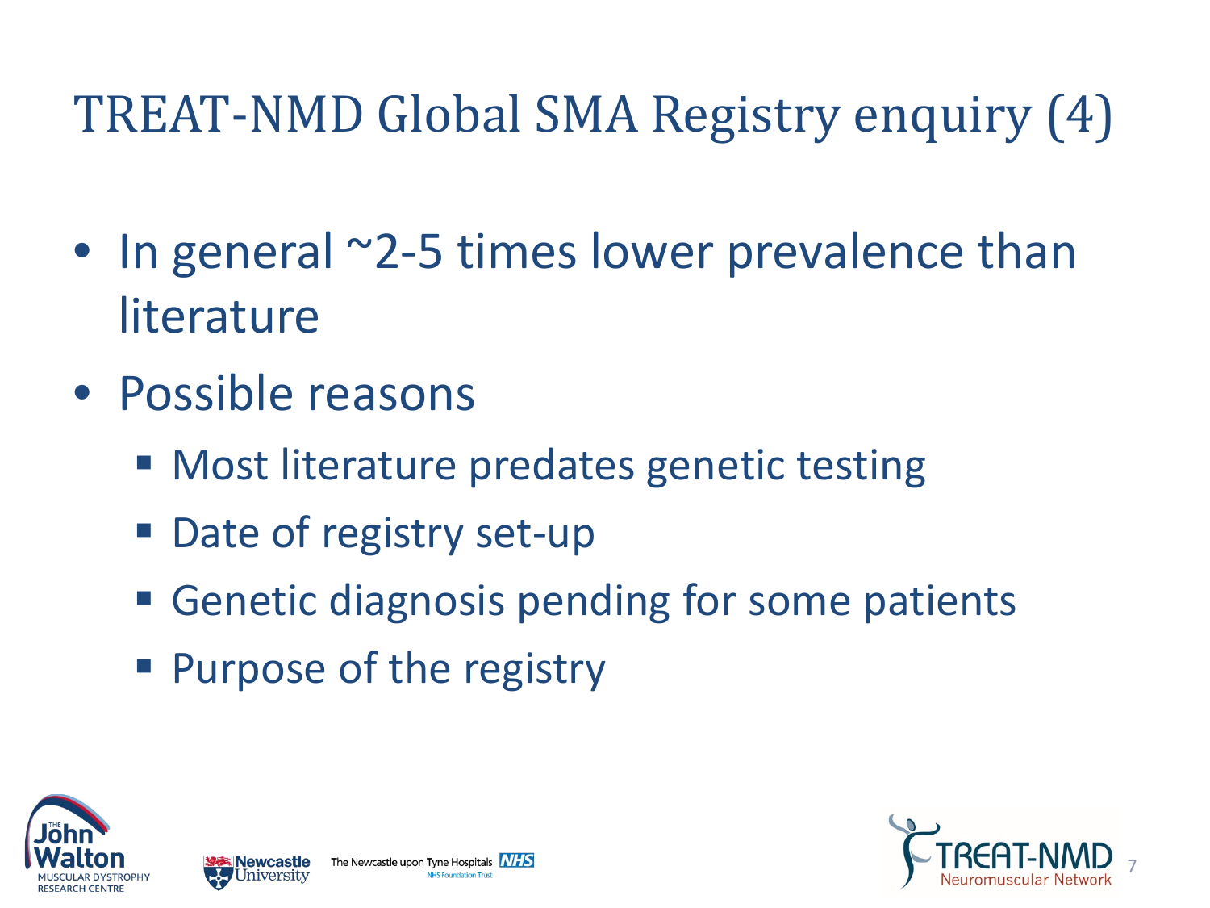# TREAT-NMD Global SMA Registry enquiry (4)

- In general ~2-5 times lower prevalence than literature
- Possible reasons
  - Most literature predates genetic testing
  - Date of registry set-up
  - Genetic diagnosis pending for some patients
  - Purpose of the registry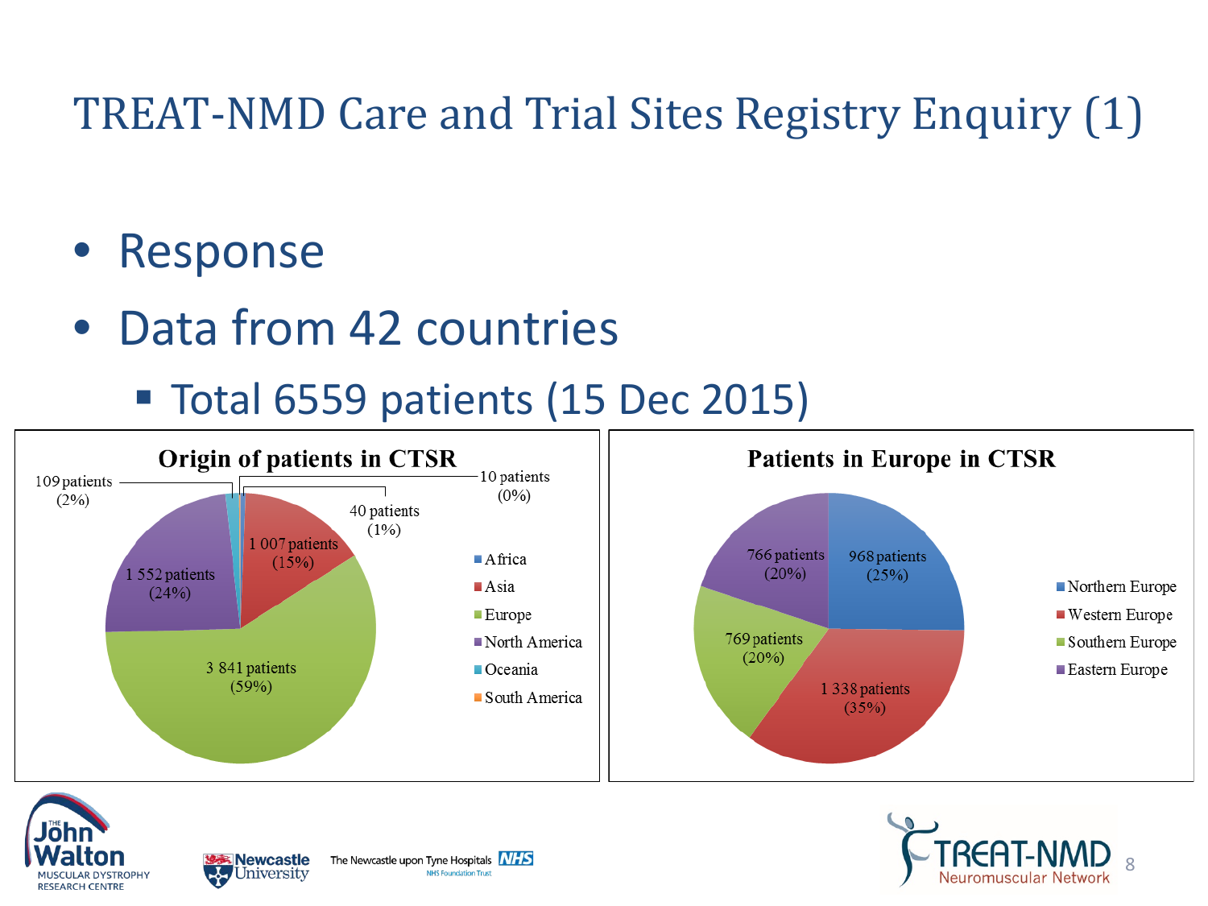# TREAT-NMD Care and Trial Sites Registry Enquiry (1)

- Response
- Data from 42 countries
  - Total 6559 patients (15 Dec 2015)

**Origin of patients in CTSR**

| Region | Patients | Share |
| --- | --- | --- |
| Africa | 10 patients | (0%) |
| Asia | 1 007 patients | (15%) |
| Europe | 3 841 patients | (59%) |
| North America | 1 552 patients | (24%) |
| Oceania | 109 patients | (2%) |
| South America | 40 patients | (1%) |

**Patients in Europe in CTSR**

| Region | Patients | Share |
| --- | --- | --- |
| Northern Europe | 968 patients | (25%) |
| Western Europe | 1 338 patients | (35%) |
| Southern Europe | 769 patients | (20%) |
| Eastern Europe | 766 patients | (20%) |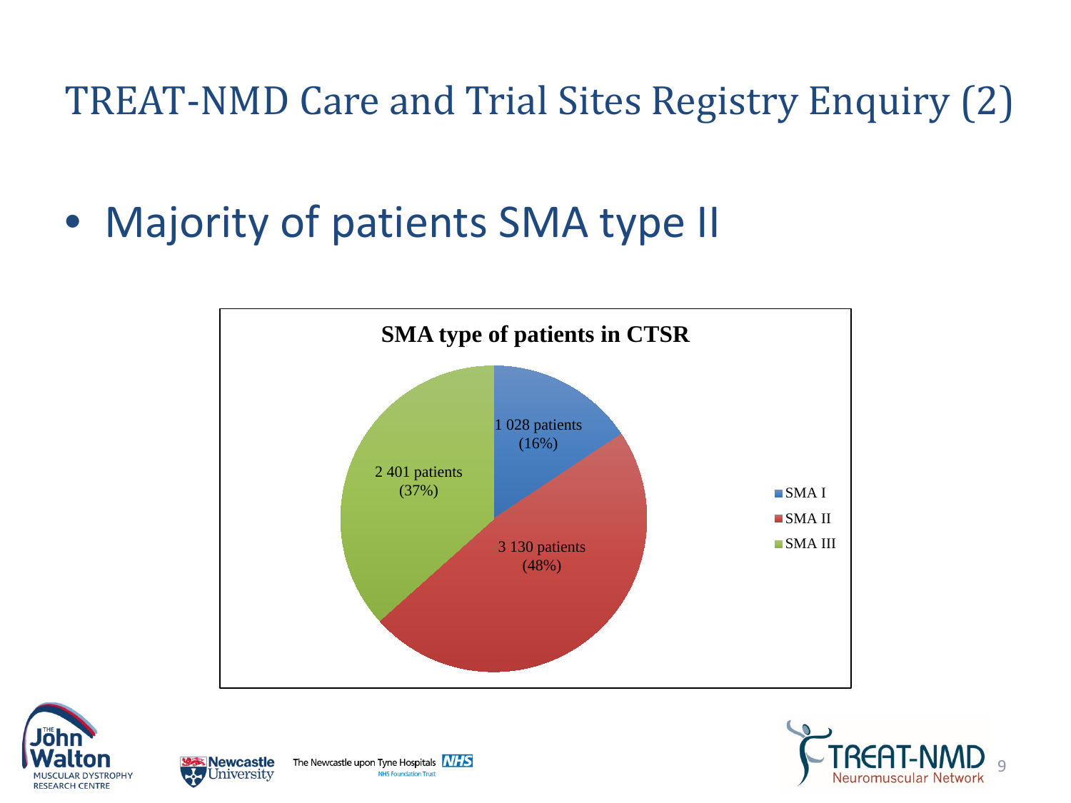# TREAT-NMD Care and Trial Sites Registry Enquiry (2)

- Majority of patients SMA type II

**SMA type of patients in CTSR**

| SMA type | Patients | Percentage |
|---|---|---|
| SMA I | 1 028 patients | (16%) |
| SMA II | 3 130 patients | (48%) |
| SMA III | 2 401 patients | (37%) |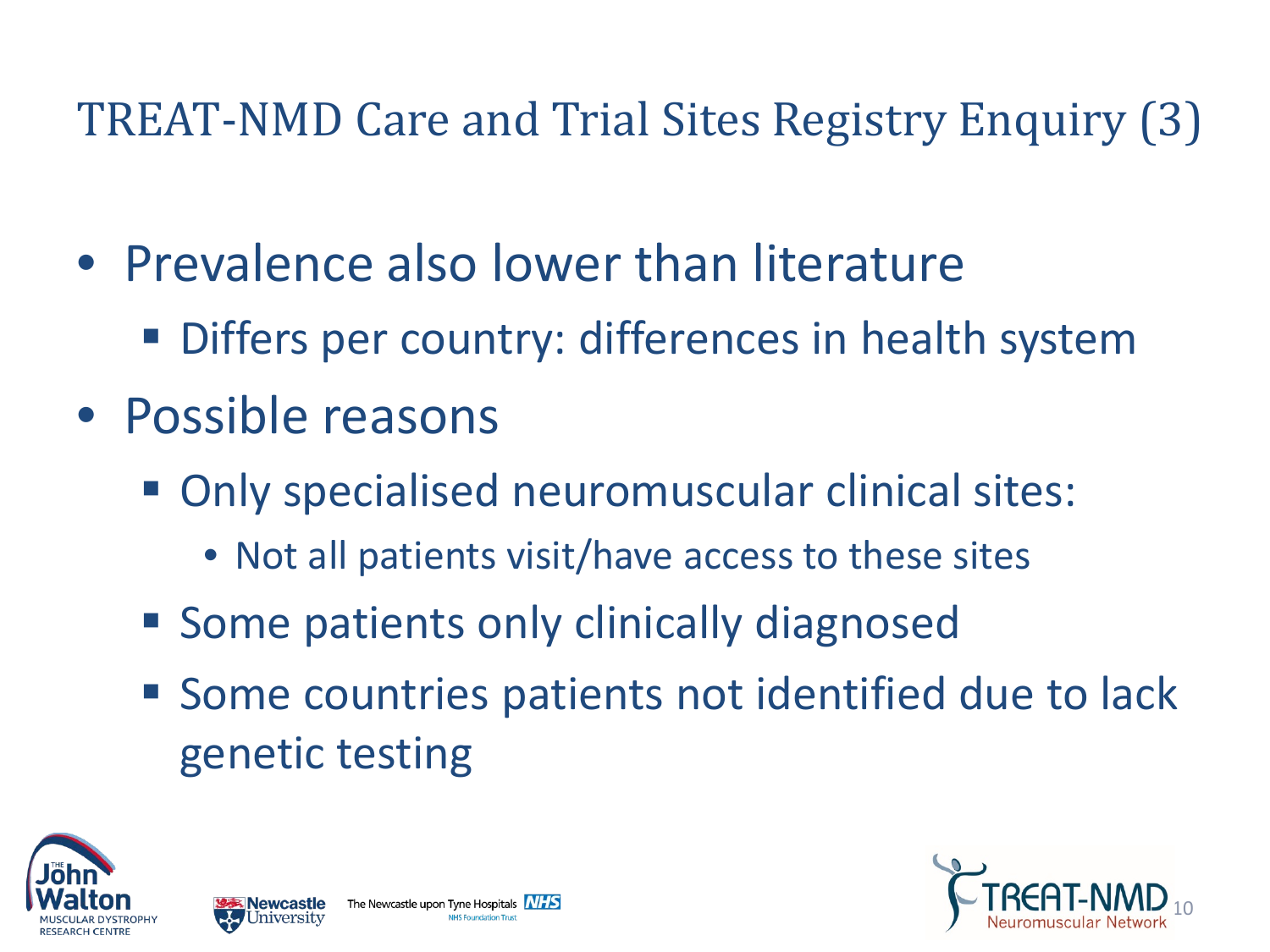# TREAT-NMD Care and Trial Sites Registry Enquiry (3)

- Prevalence also lower than literature
  - Differs per country: differences in health system
- Possible reasons
  - Only specialised neuromuscular clinical sites:
    - Not all patients visit/have access to these sites
  - Some patients only clinically diagnosed
  - Some countries patients not identified due to lack genetic testing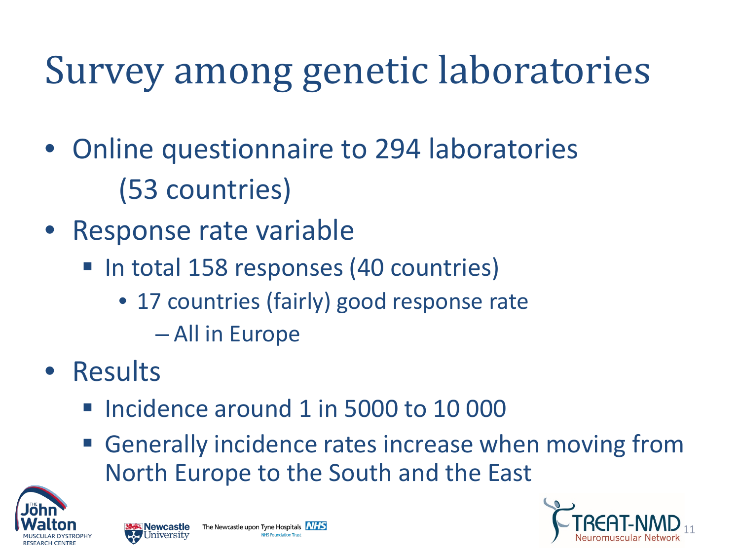# Survey among genetic laboratories

- Online questionnaire to 294 laboratories (53 countries)
- Response rate variable
  - In total 158 responses (40 countries)
    - 17 countries (fairly) good response rate
      - All in Europe
- Results
  - Incidence around 1 in 5000 to 10 000
  - Generally incidence rates increase when moving from North Europe to the South and the East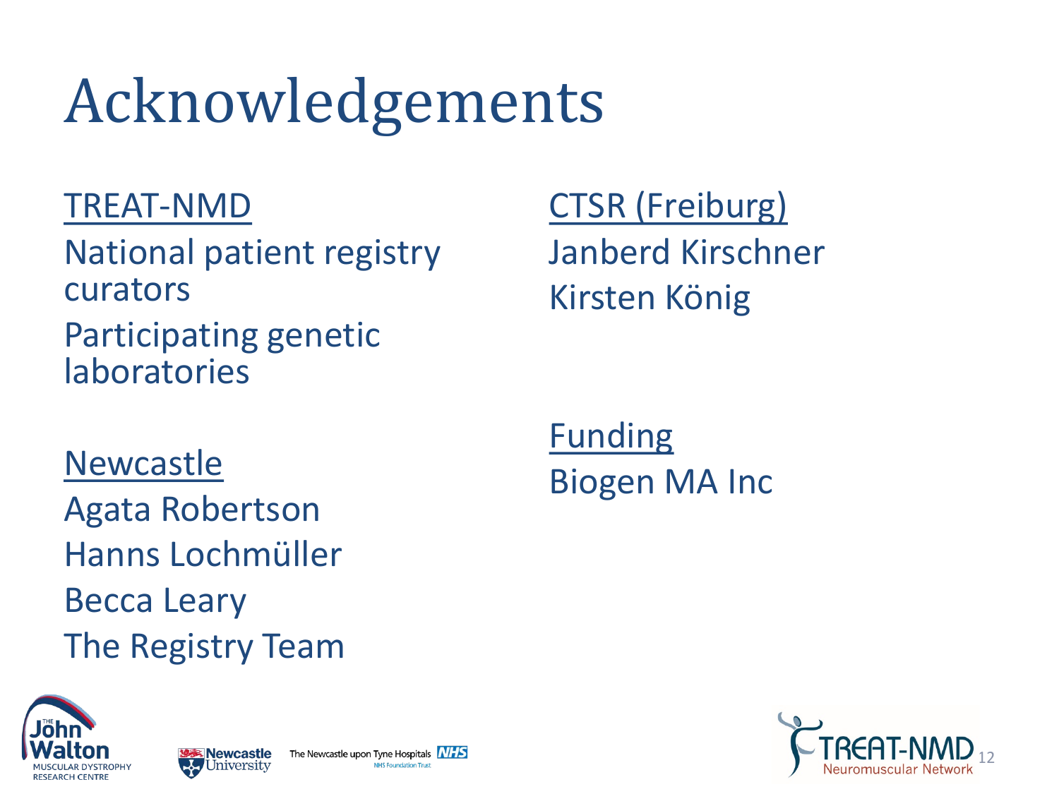# Acknowledgements

TREAT-NMD

National patient registry curators

Participating genetic laboratories

Newcastle

Agata Robertson

Hanns Lochmüller

Becca Leary

The Registry Team

CTSR (Freiburg)

Janberd Kirschner

Kirsten König

Funding

Biogen MA Inc